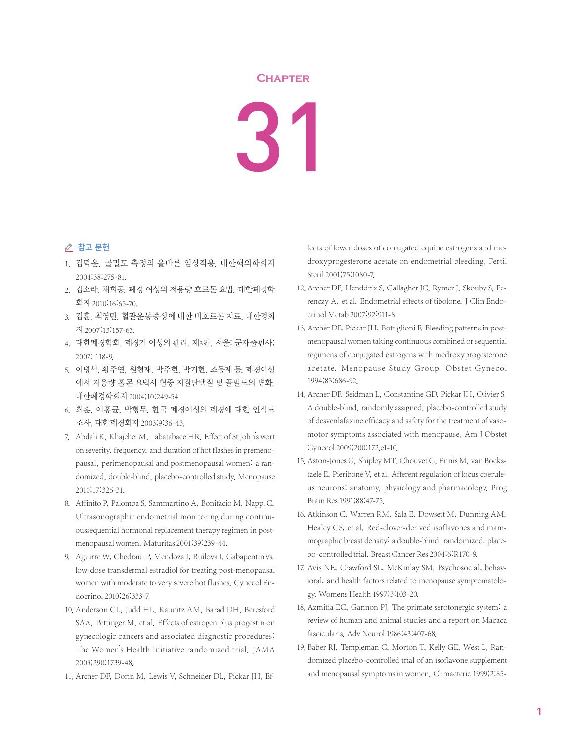# CHAPTER

# 31

## 참고 문헌

1. 김덕윤. 골밀도 측정의 올바른 임상적용. 대한핵의학회지 2004;38:275-81.
2. 김소라, 채희동. 폐경 여성의 저용량 호르몬 요법. 대한폐경학회지 2010;16:65-70.
3. 김훈, 최영민. 혈관운동증상에 대한 비호르몬 치료. 대한경회지 2007;13:157-63.
4. 대한폐경학회. 폐경기 여성의 관리. 제3판. 서울: 군자출판사; 2007: 118-9.
5. 이병석, 황주연, 원형재, 박주현, 박기현, 조동제 등. 폐경여성에서 저용량 홀몬 요법시 혈중 지질단백질 및 골밀도의 변화. 대한폐경학회지 2004;10:249-54
6. 최훈, 이홍균, 박형무. 한국 폐경여성의 폐경에 대한 인식도 조사. 대한폐경회지 2003;9:36-43.
7. Abdali K, Khajehei M, Tabatabaee HR. Effect of St John's wort on severity, frequency, and duration of hot flashes in premenopausal, perimenopausal and postmenopausal women: a randomized, double-blind, placebo-controlled study. Menopause 2010;17:326-31.
8. Affinito P, Palomba S, Sammartino A, Bonifacio M, Nappi C. Ultrasonographic endometrial monitoring during continuoussequential hormonal replacement therapy regimen in postmenopausal women. Maturitas 2001;39:239-44.
9. Aguirre W, Chedraui P, Mendoza J, Ruilova I. Gabapentin vs. low-dose transdermal estradiol for treating post-menopausal women with moderate to very severe hot flushes. Gynecol Endocrinol 2010;26:333-7.
10. Anderson GL, Judd HL, Kaunitz AM, Barad DH, Beresford SAA, Pettinger M, et al. Effects of estrogen plus progestin on gynecologic cancers and associated diagnostic procedures: The Women's Health Initiative randomized trial. JAMA 2003;290:1739-48.
11. Archer DF, Dorin M, Lewis V, Schneider DL, Pickar JH. Effects of lower doses of conjugated equine estrogens and medroxyprogesterone acetate on endometrial bleeding. Fertil Steril 2001;75:1080-7.
12. Archer DF, Henddrix S, Gallagher JC, Rymer J, Skouby S, Ferenczy A, et al. Endometrial effects of tibolone. J Clin Endocrinol Metab 2007;92:911-8
13. Archer DF, Pickar JH, Bottiglioni F. Bleeding patterns in postmenopausal women taking continuous combined or sequential regimens of conjugated estrogens with medroxyprogesterone acetate. Menopause Study Group. Obstet Gynecol 1994;83:686-92.
14. Archer DF, Seidman L, Constantine GD, Pickar JH, Olivier S. A double-blind, randomly assigned, placebo-controlled study of desvenlafaxine efficacy and safety for the treatment of vasomotor symptoms associated with menopause. Am J Obstet Gynecol 2009;200:172.e1-10.
15. Aston-Jones G, Shipley MT, Chouvet G, Ennis M, van Bockstaele E, Pieribone V, et al. Afferent regulation of locus coeruleus neurons: anatomy, physiology and pharmacology. Prog Brain Res 1991;88:47-75.
16. Atkinson C, Warren RM, Sala E, Dowsett M, Dunning AM, Healey CS, et al. Red-clover-derived isoflavones and mammographic breast density: a double-blind, randomized, placebo-controlled trial. Breast Cancer Res 2004;6:R170-9.
17. Avis NE, Crawford SL, McKinlay SM. Psychosocial, behavioral, and health factors related to menopause symptomatology. Womens Health 1997;3:103-20.
18. Azmitia EC, Gannon PJ. The primate serotonergic system: a review of human and animal studies and a report on Macaca fascicularis. Adv Neurol 1986;43:407-68.
19. Baber RJ, Templeman C, Morton T, Kelly GE, West L. Randomized placebo-controlled trial of an isoflavone supplement and menopausal symptoms in women. Climacteric 1999;2:85-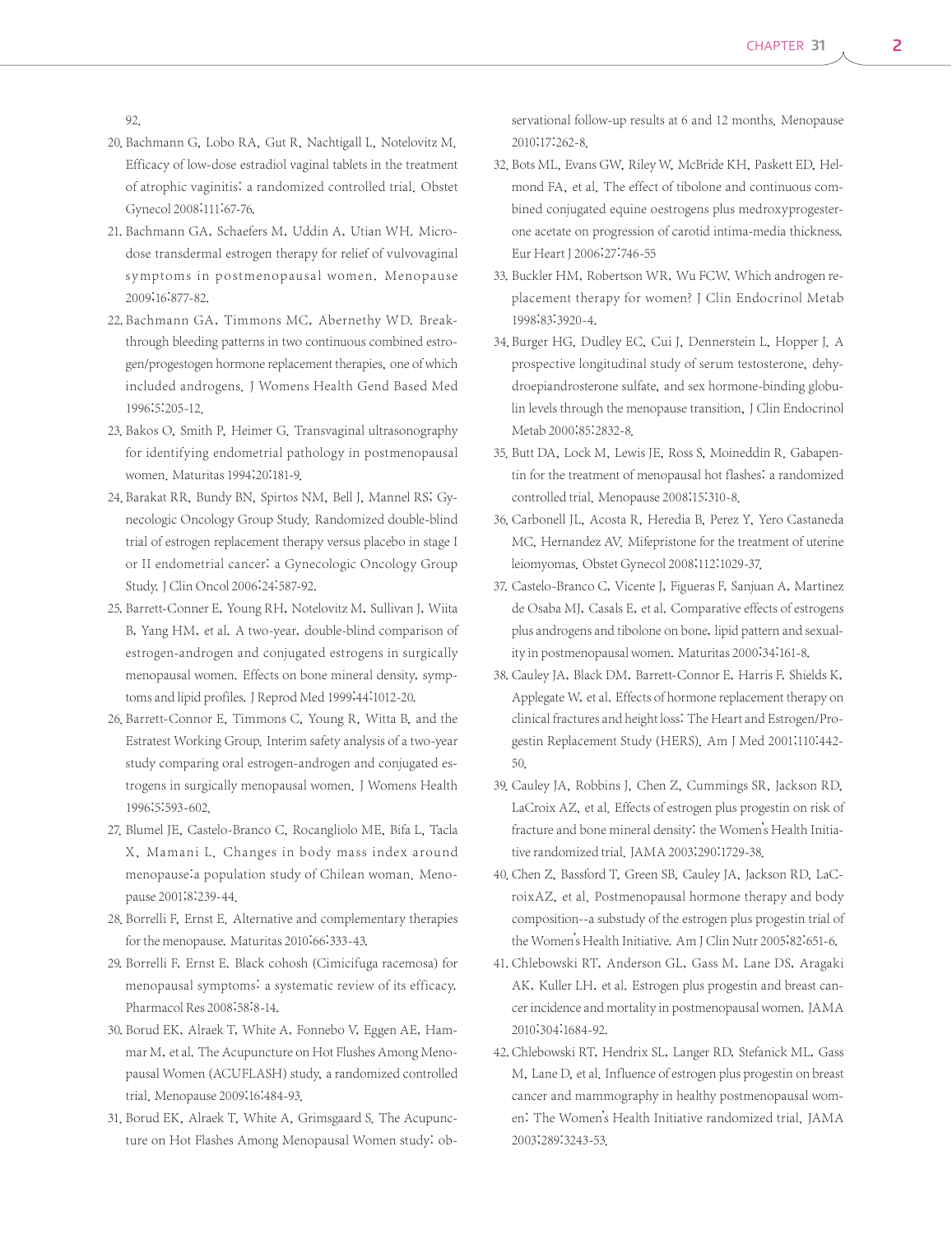92.

20. Bachmann G, Lobo RA, Gut R, Nachtigall L, Notelovitz M. Efficacy of low-dose estradiol vaginal tablets in the treatment of atrophic vaginitis: a randomized controlled trial. Obstet Gynecol 2008;111:67-76.
21. Bachmann GA, Schaefers M, Uddin A, Utian WH. Microdose transdermal estrogen therapy for relief of vulvovaginal symptoms in postmenopausal women. Menopause 2009;16:877-82.
22. Bachmann GA, Timmons MC, Abernethy WD. Breakthrough bleeding patterns in two continuous combined estrogen/progestogen hormone replacement therapies, one of which included androgens. J Womens Health Gend Based Med 1996;5:205-12.
23. Bakos O, Smith P, Heimer G. Transvaginal ultrasonography for identifying endometrial pathology in postmenopausal women. Maturitas 1994;20:181-9.
24. Barakat RR, Bundy BN, Spirtos NM, Bell J, Mannel RS; Gynecologic Oncology Group Study. Randomized double-blind trial of estrogen replacement therapy versus placebo in stage I or II endometrial cancer: a Gynecologic Oncology Group Study. J Clin Oncol 2006;24:587-92.
25. Barrett-Conner E, Young RH, Notelovitz M, Sullivan J, Wiita B, Yang HM, et al. A two-year, double-blind comparison of estrogen-androgen and conjugated estrogens in surgically menopausal women. Effects on bone mineral density, symptoms and lipid profiles. J Reprod Med 1999;44:1012-20.
26. Barrett-Connor E, Timmons C, Young R, Witta B, and the Estratest Working Group. Interim safety analysis of a two-year study comparing oral estrogen-androgen and conjugated estrogens in surgically menopausal women. J Womens Health 1996;5:593-602.
27. Blumel JE, Castelo-Branco C, Rocangliolo ME, Bifa L, Tacla X, Mamani L. Changes in body mass index around menopause:a population study of Chilean woman. Menopause 2001;8:239-44.
28. Borrelli F, Ernst E. Alternative and complementary therapies for the menopause. Maturitas 2010;66:333-43.
29. Borrelli F, Ernst E. Black cohosh (Cimicifuga racemosa) for menopausal symptoms: a systematic review of its efficacy. Pharmacol Res 2008;58:8-14.
30. Borud EK, Alraek T, White A, Fonnebo V, Eggen AE, Hammar M, et al. The Acupuncture on Hot Flushes Among Menopausal Women (ACUFLASH) study, a randomized controlled trial. Menopause 2009;16:484-93.
31. Borud EK, Alraek T, White A, Grimsgaard S. The Acupuncture on Hot Flashes Among Menopausal Women study: observational follow-up results at 6 and 12 months. Menopause 2010;17:262-8.
32. Bots ML, Evans GW, Riley W, McBride KH, Paskett ED, Helmond FA, et al. The effect of tibolone and continuous combined conjugated equine oestrogens plus medroxyprogesterone acetate on progression of carotid intima-media thickness. Eur Heart J 2006;27:746-55
33. Buckler HM, Robertson WR, Wu FCW. Which androgen replacement therapy for women? J Clin Endocrinol Metab 1998;83:3920-4.
34. Burger HG, Dudley EC, Cui J, Dennerstein L, Hopper J. A prospective longitudinal study of serum testosterone, dehydroepiandrosterone sulfate, and sex hormone-binding globulin levels through the menopause transition. J Clin Endocrinol Metab 2000;85:2832-8.
35. Butt DA, Lock M, Lewis JE, Ross S, Moineddin R. Gabapentin for the treatment of menopausal hot flashes: a randomized controlled trial. Menopause 2008;15:310-8.
36. Carbonell JL, Acosta R, Heredia B, Perez Y, Yero Castaneda MC, Hernandez AV. Mifepristone for the treatment of uterine leiomyomas. Obstet Gynecol 2008;112:1029-37.
37. Castelo-Branco C, Vicente J, Figueras F, Sanjuan A, Martinez de Osaba MJ, Casals E, et al. Comparative effects of estrogens plus androgens and tibolone on bone, lipid pattern and sexuality in postmenopausal women. Maturitas 2000;34:161-8.
38. Cauley JA, Black DM, Barrett-Connor E, Harris F, Shields K, Applegate W, et al. Effects of hormone replacement therapy on clinical fractures and height loss: The Heart and Estrogen/Progestin Replacement Study (HERS). Am J Med 2001;110:442-50.
39. Cauley JA, Robbins J, Chen Z, Cummings SR, Jackson RD, LaCroix AZ, et al. Effects of estrogen plus progestin on risk of fracture and bone mineral density: the Women's Health Initiative randomized trial. JAMA 2003;290:1729-38.
40. Chen Z, Bassford T, Green SB, Cauley JA, Jackson RD, LaCroixAZ, et al. Postmenopausal hormone therapy and body composition--a substudy of the estrogen plus progestin trial of the Women's Health Initiative. Am J Clin Nutr 2005;82:651-6.
41. Chlebowski RT, Anderson GL, Gass M, Lane DS, Aragaki AK, Kuller LH, et al. Estrogen plus progestin and breast cancer incidence and mortality in postmenopausal women. JAMA 2010;304:1684-92.
42. Chlebowski RT, Hendrix SL, Langer RD, Stefanick ML, Gass M, Lane D, et al. Influence of estrogen plus progestin on breast cancer and mammography in healthy postmenopausal women: The Women's Health Initiative randomized trial. JAMA 2003;289:3243-53.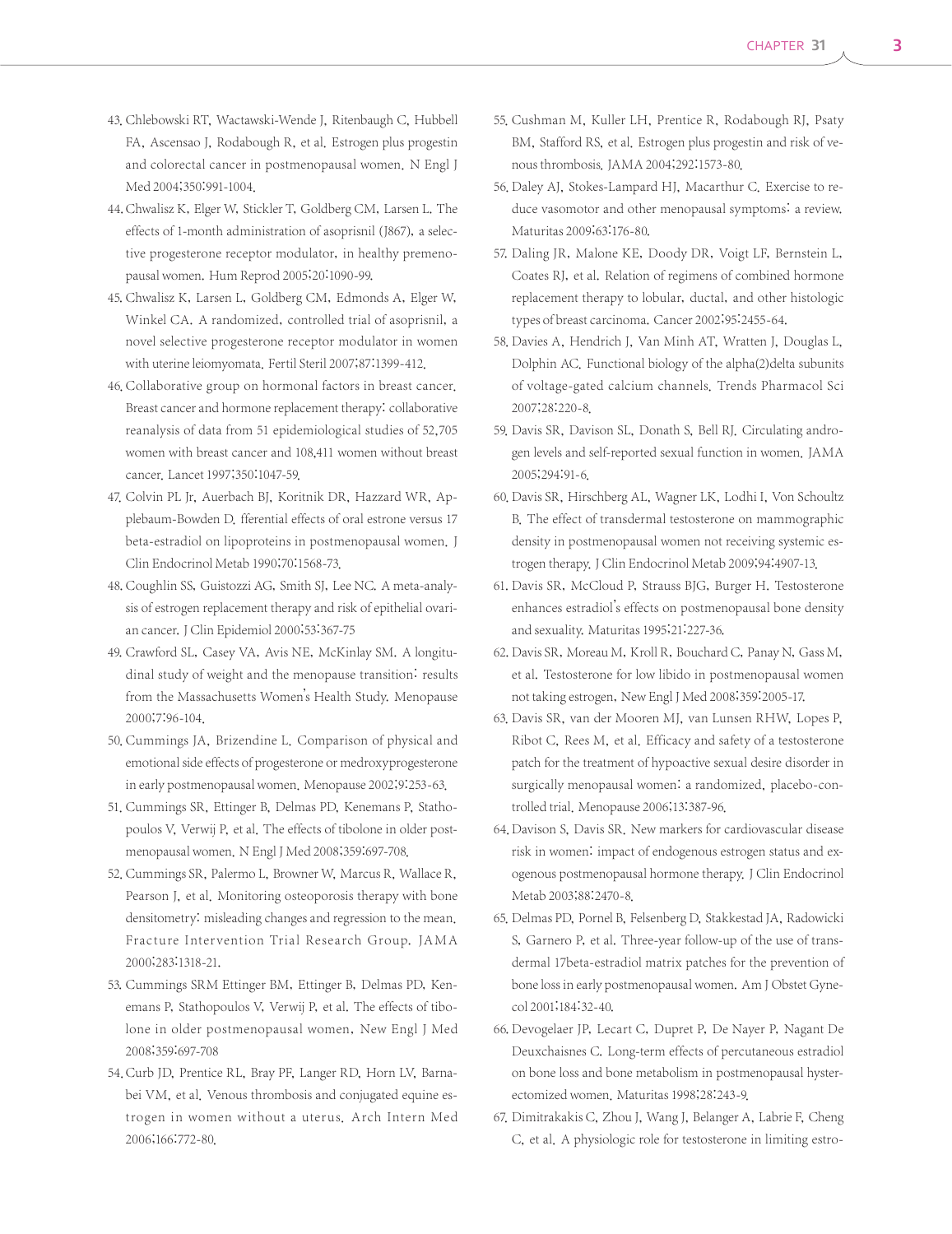43. Chlebowski RT, Wactawski-Wende J, Ritenbaugh C, Hubbell FA, Ascensao J, Rodabough R, et al. Estrogen plus progestin and colorectal cancer in postmenopausal women. N Engl J Med 2004;350:991-1004.
44. Chwalisz K, Elger W, Stickler T, Goldberg CM, Larsen L. The effects of 1-month administration of asoprisnil (J867), a selective progesterone receptor modulator, in healthy premenopausal women. Hum Reprod 2005;20:1090-99.
45. Chwalisz K, Larsen L, Goldberg CM, Edmonds A, Elger W, Winkel CA. A randomized, controlled trial of asoprisnil, a novel selective progesterone receptor modulator in women with uterine leiomyomata. Fertil Steril 2007;87:1399-412.
46. Collaborative group on hormonal factors in breast cancer. Breast cancer and hormone replacement therapy: collaborative reanalysis of data from 51 epidemiological studies of 52,705 women with breast cancer and 108,411 women without breast cancer. Lancet 1997;350:1047-59.
47. Colvin PL Jr, Auerbach BJ, Koritnik DR, Hazzard WR, Applebaum-Bowden D. fferential effects of oral estrone versus 17 beta-estradiol on lipoproteins in postmenopausal women. J Clin Endocrinol Metab 1990;70:1568-73.
48. Coughlin SS, Guistozzi AG, Smith SJ, Lee NC. A meta-analysis of estrogen replacement therapy and risk of epithelial ovarian cancer. J Clin Epidemiol 2000;53:367-75
49. Crawford SL, Casey VA, Avis NE, McKinlay SM. A longitudinal study of weight and the menopause transition: results from the Massachusetts Women's Health Study. Menopause 2000;7:96-104.
50. Cummings JA, Brizendine L. Comparison of physical and emotional side effects of progesterone or medroxyprogesterone in early postmenopausal women. Menopause 2002;9:253-63.
51. Cummings SR, Ettinger B, Delmas PD, Kenemans P, Stathopoulos V, Verwij P, et al. The effects of tibolone in older postmenopausal women. N Engl J Med 2008;359:697-708.
52. Cummings SR, Palermo L, Browner W, Marcus R, Wallace R, Pearson J, et al. Monitoring osteoporosis therapy with bone densitometry: misleading changes and regression to the mean. Fracture Intervention Trial Research Group. JAMA 2000;283:1318-21.
53. Cummings SRM Ettinger BM, Ettinger B, Delmas PD, Kenemans P, Stathopoulos V, Verwij P, et al. The effects of tibolone in older postmenopausal women, New Engl J Med 2008;359:697-708
54. Curb JD, Prentice RL, Bray PF, Langer RD, Horn LV, Barnabei VM, et al. Venous thrombosis and conjugated equine estrogen in women without a uterus. Arch Intern Med 2006;166:772-80.
55. Cushman M, Kuller LH, Prentice R, Rodabough RJ, Psaty BM, Stafford RS, et al. Estrogen plus progestin and risk of venous thrombosis. JAMA 2004;292:1573-80.
56. Daley AJ, Stokes-Lampard HJ, Macarthur C. Exercise to reduce vasomotor and other menopausal symptoms: a review. Maturitas 2009;63:176-80.
57. Daling JR, Malone KE, Doody DR, Voigt LF, Bernstein L, Coates RJ, et al. Relation of regimens of combined hormone replacement therapy to lobular, ductal, and other histologic types of breast carcinoma. Cancer 2002;95:2455-64.
58. Davies A, Hendrich J, Van Minh AT, Wratten J, Douglas L, Dolphin AC. Functional biology of the alpha(2)delta subunits of voltage-gated calcium channels. Trends Pharmacol Sci 2007;28:220-8.
59. Davis SR, Davison SL, Donath S, Bell RJ. Circulating androgen levels and self-reported sexual function in women. JAMA 2005;294:91-6.
60. Davis SR, Hirschberg AL, Wagner LK, Lodhi I, Von Schoultz B. The effect of transdermal testosterone on mammographic density in postmenopausal women not receiving systemic estrogen therapy. J Clin Endocrinol Metab 2009;94:4907-13.
61. Davis SR, McCloud P, Strauss BJG, Burger H. Testosterone enhances estradiol's effects on postmenopausal bone density and sexuality. Maturitas 1995;21:227-36.
62. Davis SR, Moreau M, Kroll R, Bouchard C, Panay N, Gass M, et al. Testosterone for low libido in postmenopausal women not taking estrogen, New Engl J Med 2008;359:2005-17.
63. Davis SR, van der Mooren MJ, van Lunsen RHW, Lopes P, Ribot C, Rees M, et al. Efficacy and safety of a testosterone patch for the treatment of hypoactive sexual desire disorder in surgically menopausal women: a randomized, placebo-controlled trial. Menopause 2006;13:387-96.
64. Davison S, Davis SR. New markers for cardiovascular disease risk in women: impact of endogenous estrogen status and exogenous postmenopausal hormone therapy. J Clin Endocrinol Metab 2003;88:2470-8.
65. Delmas PD, Pornel B, Felsenberg D, Stakkestad JA, Radowicki S, Garnero P, et al. Three-year follow-up of the use of transdermal 17beta-estradiol matrix patches for the prevention of bone loss in early postmenopausal women. Am J Obstet Gynecol 2001;184:32-40.
66. Devogelaer JP, Lecart C, Dupret P, De Nayer P, Nagant De Deuxchaisnes C. Long-term effects of percutaneous estradiol on bone loss and bone metabolism in postmenopausal hysterectomized women. Maturitas 1998;28:243-9.
67. Dimitrakakis C, Zhou J, Wang J, Belanger A, Labrie F, Cheng C, et al. A physiologic role for testosterone in limiting estro-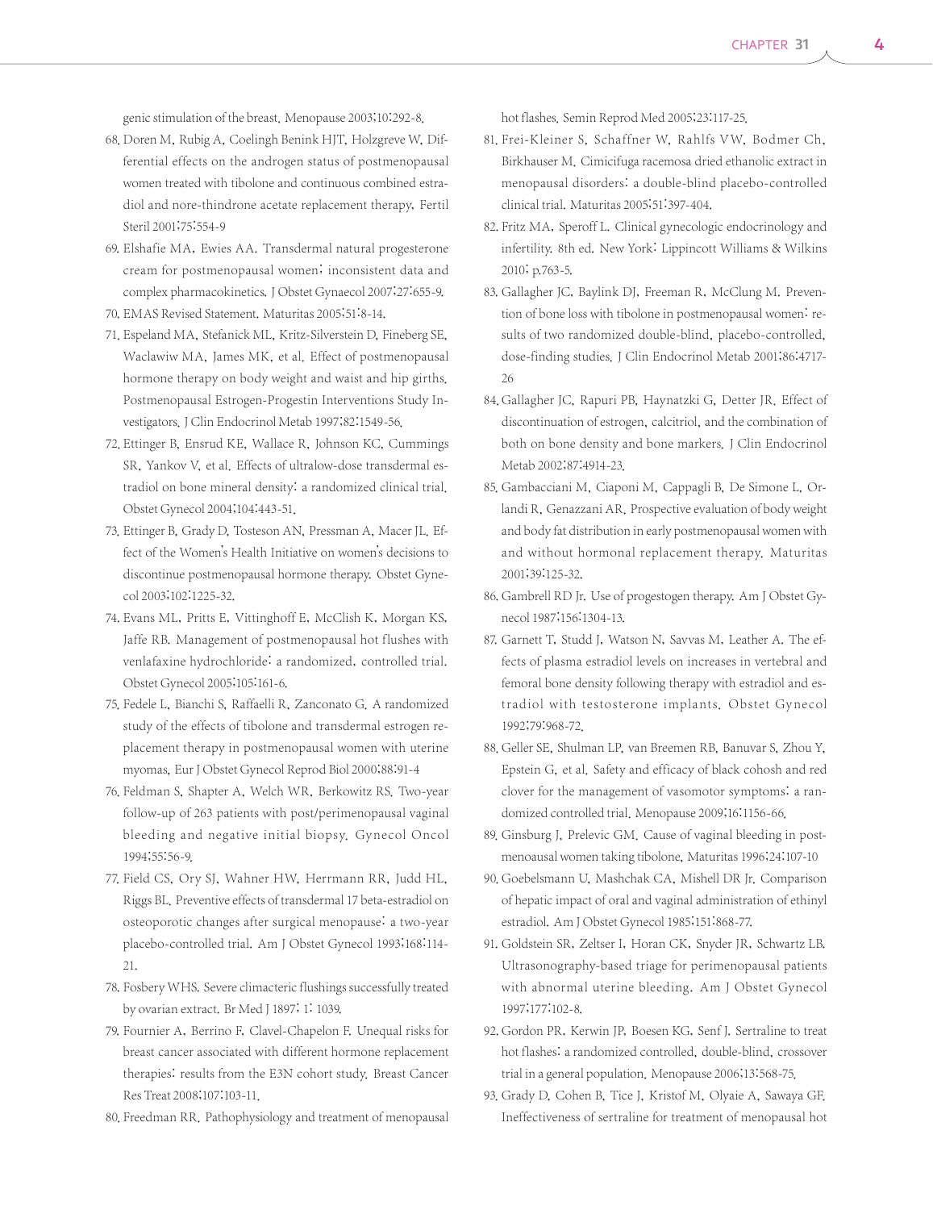genic stimulation of the breast. Menopause 2003;10:292-8.

68. Doren M, Rubig A, Coelingh Benink HJT, Holzgreve W. Differential effects on the androgen status of postmenopausal women treated with tibolone and continuous combined estradiol and nore-thindrone acetate replacement therapy. Fertil Steril 2001;75:554-9
69. Elshafie MA, Ewies AA. Transdermal natural progesterone cream for postmenopausal women; inconsistent data and complex pharmacokinetics. J Obstet Gynaecol 2007;27:655-9.
70. EMAS Revised Statement. Maturitas 2005;51:8-14.
71. Espeland MA, Stefanick ML, Kritz-Silverstein D, Fineberg SE, Waclawiw MA, James MK, et al. Effect of postmenopausal hormone therapy on body weight and waist and hip girths. Postmenopausal Estrogen-Progestin Interventions Study Investigators. J Clin Endocrinol Metab 1997;82:1549-56.
72. Ettinger B, Ensrud KE, Wallace R, Johnson KC, Cummings SR, Yankov V, et al. Effects of ultralow-dose transdermal estradiol on bone mineral density: a randomized clinical trial. Obstet Gynecol 2004;104:443-51.
73. Ettinger B, Grady D, Tosteson AN, Pressman A, Macer JL. Effect of the Women's Health Initiative on women's decisions to discontinue postmenopausal hormone therapy. Obstet Gynecol 2003;102:1225-32.
74. Evans ML, Pritts E, Vittinghoff E, McClish K, Morgan KS, Jaffe RB. Management of postmenopausal hot flushes with venlafaxine hydrochloride: a randomized, controlled trial. Obstet Gynecol 2005;105:161-6.
75. Fedele L, Bianchi S, Raffaelli R, Zanconato G. A randomized study of the effects of tibolone and transdermal estrogen replacement therapy in postmenopausal women with uterine myomas. Eur J Obstet Gynecol Reprod Biol 2000;88:91-4
76. Feldman S, Shapter A, Welch WR, Berkowitz RS. Two-year follow-up of 263 patients with post/perimenopausal vaginal bleeding and negative initial biopsy. Gynecol Oncol 1994;55:56-9.
77. Field CS, Ory SJ, Wahner HW, Herrmann RR, Judd HL, Riggs BL. Preventive effects of transdermal 17 beta-estradiol on osteoporotic changes after surgical menopause: a two-year placebo-controlled trial. Am J Obstet Gynecol 1993;168:114-21.
78. Fosbery WHS. Severe climacteric flushings successfully treated by ovarian extract. Br Med J 1897; 1: 1039.
79. Fournier A, Berrino F, Clavel-Chapelon F. Unequal risks for breast cancer associated with different hormone replacement therapies: results from the E3N cohort study. Breast Cancer Res Treat 2008;107:103-11.
80. Freedman RR. Pathophysiology and treatment of menopausal hot flashes. Semin Reprod Med 2005;23:117-25.
81. Frei-Kleiner S, Schaffner W, Rahlfs VW, Bodmer Ch, Birkhauser M. Cimicifuga racemosa dried ethanolic extract in menopausal disorders: a double-blind placebo-controlled clinical trial. Maturitas 2005;51:397-404.
82. Fritz MA, Speroff L. Clinical gynecologic endocrinology and infertility. 8th ed. New York: Lippincott Williams & Wilkins 2010; p.763-5.
83. Gallagher JC, Baylink DJ, Freeman R, McClung M. Prevention of bone loss with tibolone in postmenopausal women: results of two randomized double-blind, placebo-controlled, dose-finding studies. J Clin Endocrinol Metab 2001;86:4717-26
84. Gallagher JC, Rapuri PB, Haynatzki G, Detter JR. Effect of discontinuation of estrogen, calcitriol, and the combination of both on bone density and bone markers. J Clin Endocrinol Metab 2002;87:4914-23.
85. Gambacciani M, Ciaponi M, Cappagli B, De Simone L, Orlandi R, Genazzani AR. Prospective evaluation of body weight and body fat distribution in early postmenopausal women with and without hormonal replacement therapy. Maturitas 2001;39:125-32.
86. Gambrell RD Jr. Use of progestogen therapy. Am J Obstet Gynecol 1987;156:1304-13.
87. Garnett T, Studd J, Watson N, Savvas M, Leather A. The effects of plasma estradiol levels on increases in vertebral and femoral bone density following therapy with estradiol and estradiol with testosterone implants. Obstet Gynecol 1992;79:968-72.
88. Geller SE, Shulman LP, van Breemen RB, Banuvar S, Zhou Y, Epstein G, et al. Safety and efficacy of black cohosh and red clover for the management of vasomotor symptoms: a randomized controlled trial. Menopause 2009;16:1156-66.
89. Ginsburg J, Prelevic GM. Cause of vaginal bleeding in postmenoausal women taking tibolone. Maturitas 1996;24:107-10
90. Goebelsmann U, Mashchak CA, Mishell DR Jr. Comparison of hepatic impact of oral and vaginal administration of ethinyl estradiol. Am J Obstet Gynecol 1985;151:868-77.
91. Goldstein SR, Zeltser I, Horan CK, Snyder JR, Schwartz LB. Ultrasonography-based triage for perimenopausal patients with abnormal uterine bleeding. Am J Obstet Gynecol 1997;177:102-8.
92. Gordon PR, Kerwin JP, Boesen KG, Senf J. Sertraline to treat hot flashes: a randomized controlled, double-blind, crossover trial in a general population. Menopause 2006;13:568-75.
93. Grady D, Cohen B, Tice J, Kristof M, Olyaie A, Sawaya GF. Ineffectiveness of sertraline for treatment of menopausal hot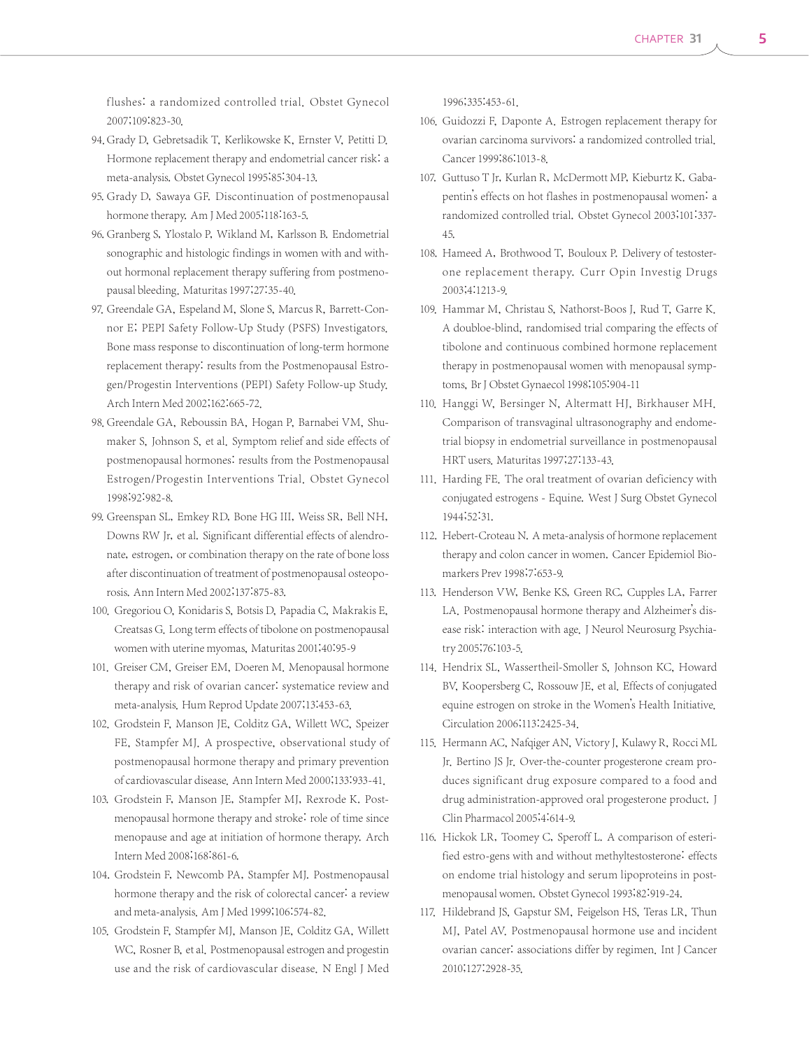flushes: a randomized controlled trial. Obstet Gynecol 2007;109:823-30.

94. Grady D, Gebretsadik T, Kerlikowske K, Ernster V, Petitti D. Hormone replacement therapy and endometrial cancer risk: a meta-analysis. Obstet Gynecol 1995;85:304-13.
95. Grady D, Sawaya GF. Discontinuation of postmenopausal hormone therapy. Am J Med 2005;118:163-5.
96. Granberg S, Ylostalo P, Wikland M, Karlsson B. Endometrial sonographic and histologic findings in women with and without hormonal replacement therapy suffering from postmenopausal bleeding. Maturitas 1997;27:35-40.
97. Greendale GA, Espeland M, Slone S, Marcus R, Barrett-Connor E; PEPI Safety Follow-Up Study (PSFS) Investigators. Bone mass response to discontinuation of long-term hormone replacement therapy: results from the Postmenopausal Estrogen/Progestin Interventions (PEPI) Safety Follow-up Study. Arch Intern Med 2002;162:665-72.
98. Greendale GA, Reboussin BA, Hogan P, Barnabei VM, Shumaker S, Johnson S, et al. Symptom relief and side effects of postmenopausal hormones: results from the Postmenopausal Estrogen/Progestin Interventions Trial. Obstet Gynecol 1998;92:982-8.
99. Greenspan SL, Emkey RD, Bone HG III, Weiss SR, Bell NH, Downs RW Jr, et al. Significant differential effects of alendronate, estrogen, or combination therapy on the rate of bone loss after discontinuation of treatment of postmenopausal osteoporosis. Ann Intern Med 2002;137:875-83.
100. Gregoriou O, Konidaris S, Botsis D, Papadia C, Makrakis E, Creatsas G. Long term effects of tibolone on postmenopausal women with uterine myomas. Maturitas 2001;40:95-9
101. Greiser CM, Greiser EM, Doeren M. Menopausal hormone therapy and risk of ovarian cancer: systematice review and meta-analysis. Hum Reprod Update 2007;13:453-63.
102. Grodstein F, Manson JE, Colditz GA, Willett WC, Speizer FE, Stampfer MJ. A prospective, observational study of postmenopausal hormone therapy and primary prevention of cardiovascular disease. Ann Intern Med 2000;133:933-41.
103. Grodstein F, Manson JE, Stampfer MJ, Rexrode K. Postmenopausal hormone therapy and stroke: role of time since menopause and age at initiation of hormone therapy. Arch Intern Med 2008;168:861-6.
104. Grodstein F, Newcomb PA, Stampfer MJ. Postmenopausal hormone therapy and the risk of colorectal cancer: a review and meta-analysis. Am J Med 1999;106:574-82.
105. Grodstein F, Stampfer MJ, Manson JE, Colditz GA, Willett WC, Rosner B, et al. Postmenopausal estrogen and progestin use and the risk of cardiovascular disease. N Engl J Med 1996;335:453-61.
106. Guidozzi F, Daponte A. Estrogen replacement therapy for ovarian carcinoma survivors: a randomized controlled trial. Cancer 1999;86:1013-8.
107. Guttuso T Jr, Kurlan R, McDermott MP, Kieburtz K. Gabapentin's effects on hot flashes in postmenopausal women: a randomized controlled trial. Obstet Gynecol 2003;101:337-45.
108. Hameed A, Brothwood T, Bouloux P. Delivery of testosterone replacement therapy. Curr Opin Investig Drugs 2003;4:1213-9.
109. Hammar M, Christau S, Nathorst-Boos J, Rud T, Garre K. A doubloe-blind, randomised trial comparing the effects of tibolone and continuous combined hormone replacement therapy in postmenopausal women with menopausal symptoms, Br J Obstet Gynaecol 1998;105:904-11
110. Hanggi W, Bersinger N, Altermatt HJ, Birkhauser MH. Comparison of transvaginal ultrasonography and endometrial biopsy in endometrial surveillance in postmenopausal HRT users. Maturitas 1997;27:133-43.
111. Harding FE. The oral treatment of ovarian deficiency with conjugated estrogens - Equine. West J Surg Obstet Gynecol 1944;52:31.
112. Hebert-Croteau N. A meta-analysis of hormone replacement therapy and colon cancer in women. Cancer Epidemiol Biomarkers Prev 1998;7:653-9.
113. Henderson VW, Benke KS, Green RC, Cupples LA, Farrer LA. Postmenopausal hormone therapy and Alzheimer's disease risk: interaction with age. J Neurol Neurosurg Psychiatry 2005;76:103-5.
114. Hendrix SL, Wassertheil-Smoller S, Johnson KC, Howard BV, Koopersberg C, Rossouw JE, et al. Effects of conjugated equine estrogen on stroke in the Women's Health Initiative. Circulation 2006;113:2425-34.
115. Hermann AC, Nafqiger AN, Victory J, Kulawy R, Rocci ML Jr, Bertino JS Jr. Over-the-counter progesterone cream produces significant drug exposure compared to a food and drug administration-approved oral progesterone product. J Clin Pharmacol 2005;4:614-9.
116. Hickok LR, Toomey C, Speroff L. A comparison of esterified estro-gens with and without methyltestosterone: effects on endome trial histology and serum lipoproteins in postmenopausal women. Obstet Gynecol 1993;82:919-24.
117. Hildebrand JS, Gapstur SM, Feigelson HS, Teras LR, Thun MJ, Patel AV. Postmenopausal hormone use and incident ovarian cancer: associations differ by regimen. Int J Cancer 2010;127:2928-35.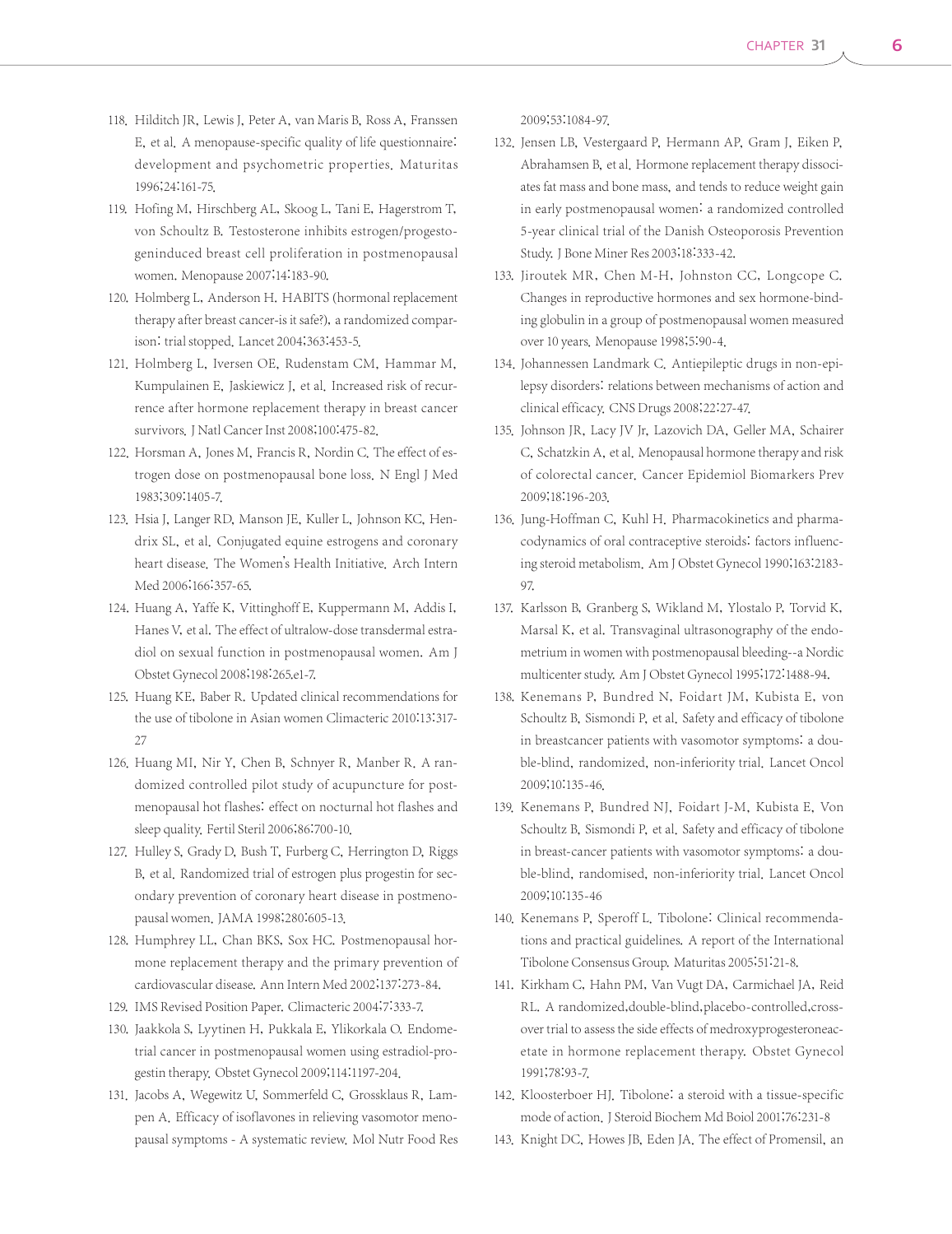118. Hilditch JR, Lewis J, Peter A, van Maris B, Ross A, Franssen E, et al. A menopause-specific quality of life questionnaire: development and psychometric properties. Maturitas 1996;24:161-75.
119. Hofing M, Hirschberg AL, Skoog L, Tani E, Hagerstrom T, von Schoultz B. Testosterone inhibits estrogen/progestogeninduced breast cell proliferation in postmenopausal women. Menopause 2007;14:183-90.
120. Holmberg L, Anderson H. HABITS (hormonal replacement therapy after breast cancer-is it safe?), a randomized comparison: trial stopped. Lancet 2004;363:453-5.
121. Holmberg L, Iversen OE, Rudenstam CM, Hammar M, Kumpulainen E, Jaskiewicz J, et al. Increased risk of recurrence after hormone replacement therapy in breast cancer survivors. J Natl Cancer Inst 2008;100:475-82.
122. Horsman A, Jones M, Francis R, Nordin C. The effect of estrogen dose on postmenopausal bone loss. N Engl J Med 1983;309:1405-7.
123. Hsia J, Langer RD, Manson JE, Kuller L, Johnson KC, Hendrix SL, et al. Conjugated equine estrogens and coronary heart disease. The Women's Health Initiative. Arch Intern Med 2006;166:357-65.
124. Huang A, Yaffe K, Vittinghoff E, Kuppermann M, Addis I, Hanes V, et al. The effect of ultralow-dose transdermal estradiol on sexual function in postmenopausal women. Am J Obstet Gynecol 2008;198:265.e1-7.
125. Huang KE, Baber R. Updated clinical recommendations for the use of tibolone in Asian women Climacteric 2010:13:317-27
126. Huang MI, Nir Y, Chen B, Schnyer R, Manber R. A randomized controlled pilot study of acupuncture for postmenopausal hot flashes: effect on nocturnal hot flashes and sleep quality. Fertil Steril 2006;86:700-10.
127. Hulley S, Grady D, Bush T, Furberg C, Herrington D, Riggs B, et al. Randomized trial of estrogen plus progestin for secondary prevention of coronary heart disease in postmenopausal women. JAMA 1998;280:605-13.
128. Humphrey LL, Chan BKS, Sox HC. Postmenopausal hormone replacement therapy and the primary prevention of cardiovascular disease. Ann Intern Med 2002;137:273-84.
129. IMS Revised Position Paper. Climacteric 2004;7:333-7.
130. Jaakkola S, Lyytinen H, Pukkala E, Ylikorkala O. Endometrial cancer in postmenopausal women using estradiol-progestin therapy. Obstet Gynecol 2009;114:1197-204.
131. Jacobs A, Wegewitz U, Sommerfeld C, Grossklaus R, Lampen A. Efficacy of isoflavones in relieving vasomotor menopausal symptoms - A systematic review. Mol Nutr Food Res 2009;53:1084-97.
132. Jensen LB, Vestergaard P, Hermann AP, Gram J, Eiken P, Abrahamsen B, et al. Hormone replacement therapy dissociates fat mass and bone mass, and tends to reduce weight gain in early postmenopausal women: a randomized controlled 5-year clinical trial of the Danish Osteoporosis Prevention Study. J Bone Miner Res 2003;18:333-42.
133. Jiroutek MR, Chen M-H, Johnston CC, Longcope C. Changes in reproductive hormones and sex hormone-binding globulin in a group of postmenopausal women measured over 10 years. Menopause 1998;5:90-4.
134. Johannessen Landmark C. Antiepileptic drugs in non-epilepsy disorders: relations between mechanisms of action and clinical efficacy. CNS Drugs 2008;22:27-47.
135. Johnson JR, Lacy JV Jr, Lazovich DA, Geller MA, Schairer C, Schatzkin A, et al. Menopausal hormone therapy and risk of colorectal cancer. Cancer Epidemiol Biomarkers Prev 2009;18:196-203.
136. Jung-Hoffman C, Kuhl H. Pharmacokinetics and pharmacodynamics of oral contraceptive steroids: factors influencing steroid metabolism. Am J Obstet Gynecol 1990;163:2183-97.
137. Karlsson B, Granberg S, Wikland M, Ylostalo P, Torvid K, Marsal K, et al. Transvaginal ultrasonography of the endometrium in women with postmenopausal bleeding--a Nordic multicenter study. Am J Obstet Gynecol 1995;172:1488-94.
138. Kenemans P, Bundred N, Foidart JM, Kubista E, von Schoultz B, Sismondi P, et al. Safety and efficacy of tibolone in breastcancer patients with vasomotor symptoms: a double-blind, randomized, non-inferiority trial. Lancet Oncol 2009;10:135-46.
139. Kenemans P, Bundred NJ, Foidart J-M, Kubista E, Von Schoultz B, Sismondi P, et al. Safety and efficacy of tibolone in breast-cancer patients with vasomotor symptoms: a double-blind, randomised, non-inferiority trial. Lancet Oncol 2009;10:135-46
140. Kenemans P, Speroff L. Tibolone: Clinical recommendations and practical guidelines. A report of the International Tibolone Consensus Group. Maturitas 2005;51:21-8.
141. Kirkham C, Hahn PM, Van Vugt DA, Carmichael JA, Reid RL. A randomized,double-blind,placebo-controlled,crossover trial to assess the side effects of medroxyprogesteroneacetate in hormone replacement therapy. Obstet Gynecol 1991;78:93-7.
142. Kloosterboer HJ. Tibolone: a steroid with a tissue-specific mode of action. J Steroid Biochem Md Boiol 2001;76:231-8
143. Knight DC, Howes JB, Eden JA. The effect of Promensil, an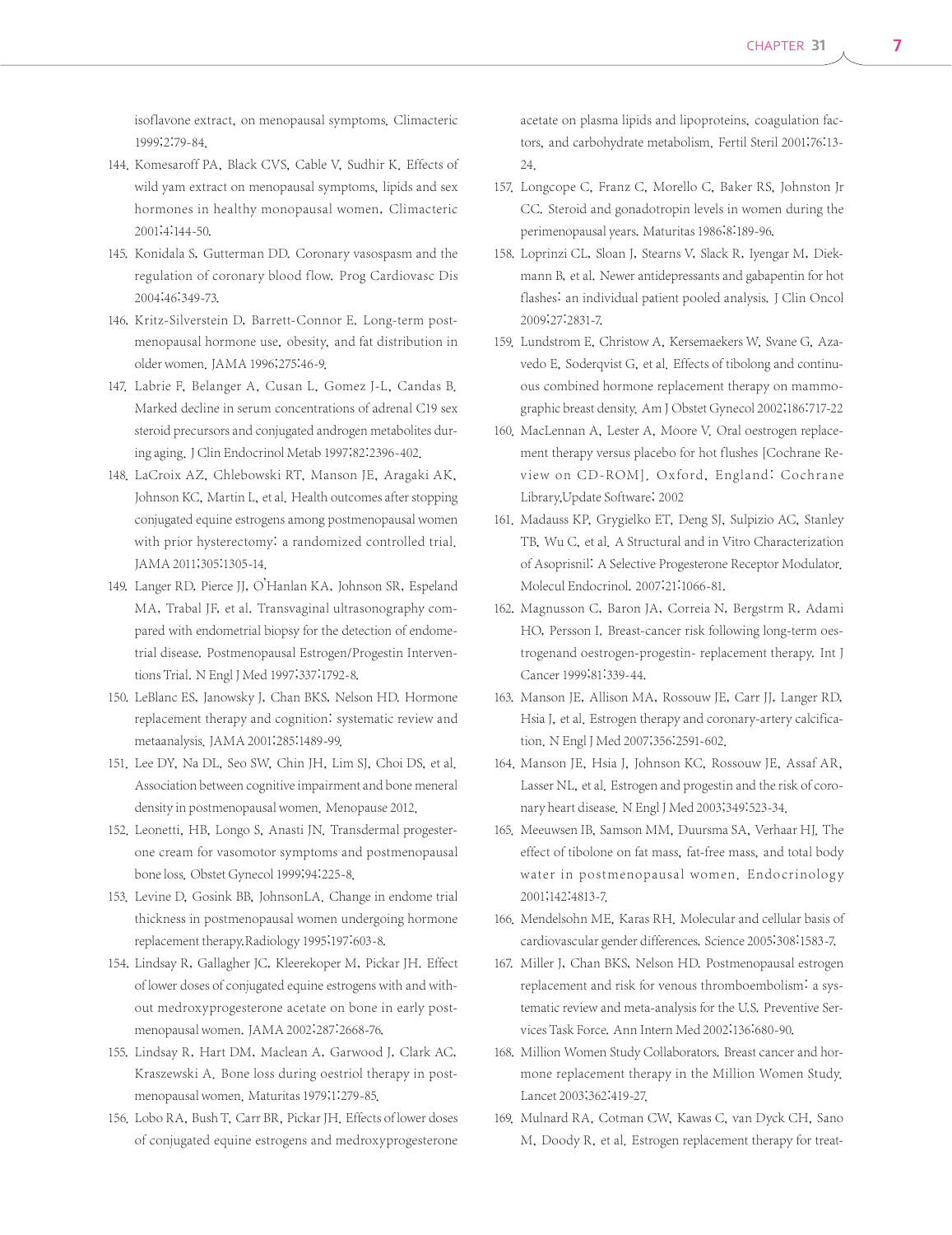isoflavone extract, on menopausal symptoms. Climacteric 1999;2:79-84.

144. Komesaroff PA, Black CVS, Cable V, Sudhir K. Effects of wild yam extract on menopausal symptoms, lipids and sex hormones in healthy monopausal women. Climacteric 2001;4:144-50.
145. Konidala S, Gutterman DD. Coronary vasospasm and the regulation of coronary blood flow. Prog Cardiovasc Dis 2004;46:349-73.
146. Kritz-Silverstein D, Barrett-Connor E. Long-term postmenopausal hormone use, obesity, and fat distribution in older women. JAMA 1996;275:46-9.
147. Labrie F, Belanger A, Cusan L, Gomez J-L, Candas B. Marked decline in serum concentrations of adrenal C19 sex steroid precursors and conjugated androgen metabolites during aging. J Clin Endocrinol Metab 1997;82:2396-402.
148. LaCroix AZ, Chlebowski RT, Manson JE, Aragaki AK, Johnson KC, Martin L, et al. Health outcomes after stopping conjugated equine estrogens among postmenopausal women with prior hysterectomy: a randomized controlled trial. JAMA 2011;305:1305-14.
149. Langer RD, Pierce JJ, O'Hanlan KA, Johnson SR, Espeland MA, Trabal JF, et al. Transvaginal ultrasonography compared with endometrial biopsy for the detection of endometrial disease. Postmenopausal Estrogen/Progestin Interventions Trial. N Engl J Med 1997;337:1792-8.
150. LeBlanc ES, Janowsky J, Chan BKS, Nelson HD. Hormone replacement therapy and cognition: systematic review and metaanalysis. JAMA 2001;285:1489-99.
151. Lee DY, Na DL, Seo SW, Chin JH, Lim SJ, Choi DS, et al. Association between cognitive impairment and bone meneral density in postmenopausal women. Menopause 2012.
152. Leonetti, HB, Longo S, Anasti JN. Transdermal progesterone cream for vasomotor symptoms and postmenopausal bone loss. Obstet Gynecol 1999;94:225-8.
153. Levine D, Gosink BB, JohnsonLA. Change in endome trial thickness in postmenopausal women undergoing hormone replacement therapy.Radiology 1995;197:603-8.
154. Lindsay R, Gallagher JC, Kleerekoper M, Pickar JH. Effect of lower doses of conjugated equine estrogens with and without medroxyprogesterone acetate on bone in early postmenopausal women. JAMA 2002;287:2668-76.
155. Lindsay R, Hart DM, Maclean A, Garwood J, Clark AC, Kraszewski A. Bone loss during oestriol therapy in postmenopausal women. Maturitas 1979;1:279-85.
156. Lobo RA, Bush T, Carr BR, Pickar JH. Effects of lower doses of conjugated equine estrogens and medroxyprogesterone acetate on plasma lipids and lipoproteins, coagulation factors, and carbohydrate metabolism. Fertil Steril 2001;76:13-24.
157. Longcope C, Franz C, Morello C, Baker RS, Johnston Jr CC. Steroid and gonadotropin levels in women during the perimenopausal years. Maturitas 1986;8:189-96.
158. Loprinzi CL, Sloan J, Stearns V, Slack R, Iyengar M, Diekmann B, et al. Newer antidepressants and gabapentin for hot flashes: an individual patient pooled analysis. J Clin Oncol 2009;27:2831-7.
159. Lundstrom E, Christow A, Kersemaekers W, Svane G, Azavedo E, Soderqvist G, et al. Effects of tibolong and continuous combined hormone replacement therapy on mammographic breast density. Am J Obstet Gynecol 2002;186:717-22
160. MacLennan A, Lester A, Moore V. Oral oestrogen replacement therapy versus placebo for hot flushes [Cochrane Review on CD-ROM]. Oxford, England: Cochrane Library,Update Software; 2002
161. Madauss KP, Grygielko ET, Deng SJ, Sulpizio AC, Stanley TB, Wu C, et al. A Structural and in Vitro Characterization of Asoprisnil: A Selective Progesterone Receptor Modulator. Molecul Endocrinol. 2007;21:1066-81.
162. Magnusson C, Baron JA, Correia N, Bergstrm R, Adami HO, Persson I. Breast-cancer risk following long-term oestrogenand oestrogen-progestin- replacement therapy. Int J Cancer 1999;81:339-44.
163. Manson JE, Allison MA, Rossouw JE, Carr JJ, Langer RD, Hsia J, et al. Estrogen therapy and coronary-artery calcification. N Engl J Med 2007;356:2591-602.
164. Manson JE, Hsia J, Johnson KC, Rossouw JE, Assaf AR, Lasser NL, et al. Estrogen and progestin and the risk of coronary heart disease. N Engl J Med 2003;349:523-34.
165. Meeuwsen IB, Samson MM, Duursma SA, Verhaar HJ. The effect of tibolone on fat mass, fat-free mass, and total body water in postmenopausal women. Endocrinology 2001;142:4813-7.
166. Mendelsohn ME, Karas RH. Molecular and cellular basis of cardiovascular gender differences. Science 2005;308:1583-7.
167. Miller J, Chan BKS, Nelson HD. Postmenopausal estrogen replacement and risk for venous thromboembolism: a systematic review and meta-analysis for the U.S. Preventive Services Task Force. Ann Intern Med 2002;136:680-90.
168. Million Women Study Collaborators. Breast cancer and hormone replacement therapy in the Million Women Study. Lancet 2003;362:419-27.
169. Mulnard RA, Cotman CW, Kawas C, van Dyck CH, Sano M, Doody R, et al. Estrogen replacement therapy for treat-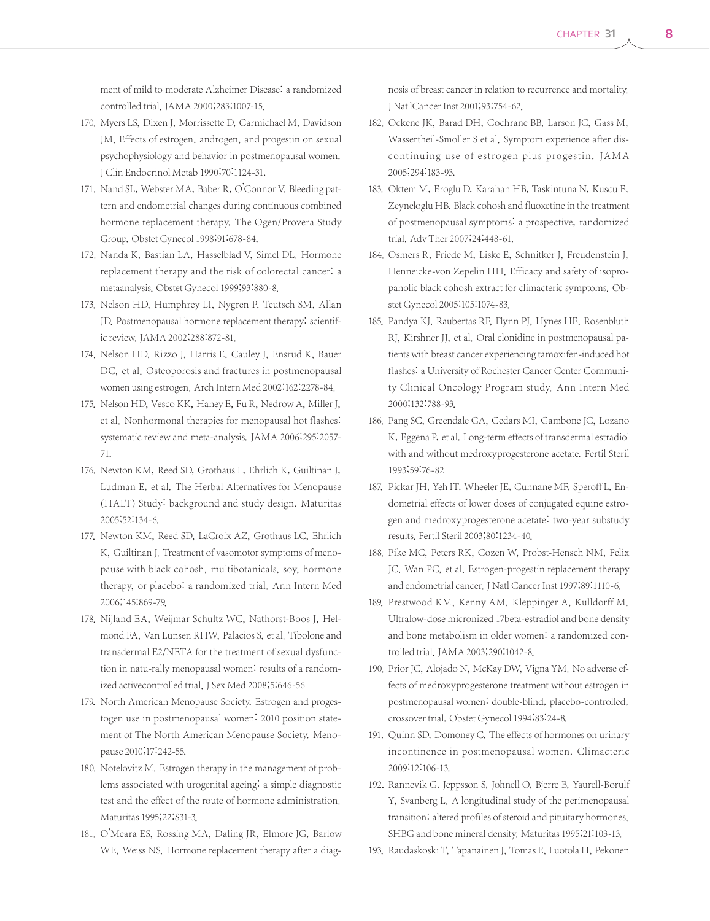ment of mild to moderate Alzheimer Disease: a randomized controlled trial. JAMA 2000;283:1007-15.

170. Myers LS, Dixen J, Morrissette D, Carmichael M, Davidson JM. Effects of estrogen, androgen, and progestin on sexual psychophysiology and behavior in postmenopausal women. J Clin Endocrinol Metab 1990;70:1124-31.

171. Nand SL, Webster MA, Baber R, O'Connor V. Bleeding pattern and endometrial changes during continuous combined hormone replacement therapy. The Ogen/Provera Study Group. Obstet Gynecol 1998;91:678-84.

172. Nanda K, Bastian LA, Hasselblad V, Simel DL. Hormone replacement therapy and the risk of colorectal cancer: a metaanalysis. Obstet Gynecol 1999;93:880-8.

173. Nelson HD, Humphrey LI, Nygren P, Teutsch SM, Allan JD. Postmenopausal hormone replacement therapy: scientific review. JAMA 2002;288:872-81.

174. Nelson HD, Rizzo J, Harris E, Cauley J, Ensrud K, Bauer DC, et al. Osteoporosis and fractures in postmenopausal women using estrogen. Arch Intern Med 2002;162:2278-84.

175. Nelson HD, Vesco KK, Haney E, Fu R, Nedrow A, Miller J, et al. Nonhormonal therapies for menopausal hot flashes: systematic review and meta-analysis. JAMA 2006;295:2057-71.

176. Newton KM, Reed SD, Grothaus L, Ehrlich K, Guiltinan J, Ludman E, et al. The Herbal Alternatives for Menopause (HALT) Study: background and study design. Maturitas 2005;52:134-6.

177. Newton KM, Reed SD, LaCroix AZ, Grothaus LC, Ehrlich K, Guiltinan J. Treatment of vasomotor symptoms of menopause with black cohosh, multibotanicals, soy, hormone therapy, or placebo: a randomized trial. Ann Intern Med 2006;145:869-79.

178. Nijland EA, Weijmar Schultz WC, Nathorst-Boos J, Helmond FA, Van Lunsen RHW, Palacios S, et al. Tibolone and transdermal E2/NETA for the treatment of sexual dysfunction in natu-rally menopausal women; results of a randomized activecontrolled trial. J Sex Med 2008;5:646-56

179. North American Menopause Society. Estrogen and progestogen use in postmenopausal women: 2010 position statement of The North American Menopause Society. Menopause 2010;17:242-55.

180. Notelovitz M. Estrogen therapy in the management of problems associated with urogenital ageing: a simple diagnostic test and the effect of the route of hormone administration. Maturitas 1995;22:S31-3.

181. O'Meara ES, Rossing MA, Daling JR, Elmore JG, Barlow WE, Weiss NS. Hormone replacement therapy after a diagnosis of breast cancer in relation to recurrence and mortality. J Nat lCancer Inst 2001;93:754-62.

182. Ockene JK, Barad DH, Cochrane BB, Larson JC, Gass M, Wassertheil-Smoller S et al. Symptom experience after discontinuing use of estrogen plus progestin. JAMA 2005;294:183-93.

183. Oktem M, Eroglu D, Karahan HB, Taskintuna N, Kuscu E, Zeyneloglu HB. Black cohosh and fluoxetine in the treatment of postmenopausal symptoms: a prospective, randomized trial. Adv Ther 2007;24:448-61.

184. Osmers R, Friede M, Liske E, Schnitker J, Freudenstein J, Henneicke-von Zepelin HH. Efficacy and safety of isopropanolic black cohosh extract for climacteric symptoms. Obstet Gynecol 2005;105:1074-83.

185. Pandya KJ, Raubertas RF, Flynn PJ, Hynes HE, Rosenbluth RJ, Kirshner JJ, et al. Oral clonidine in postmenopausal patients with breast cancer experiencing tamoxifen-induced hot flashes: a University of Rochester Cancer Center Community Clinical Oncology Program study. Ann Intern Med 2000;132:788-93.

186. Pang SC, Greendale GA, Cedars MI, Gambone JC, Lozano K, Eggena P, et al. Long-term effects of transdermal estradiol with and without medroxyprogesterone acetate. Fertil Steril 1993;59:76-82

187. Pickar JH, Yeh IT, Wheeler JE, Cunnane MF, Speroff L. Endometrial effects of lower doses of conjugated equine estrogen and medroxyprogesterone acetate: two-year substudy results. Fertil Steril 2003;80:1234-40.

188. Pike MC, Peters RK, Cozen W, Probst-Hensch NM, Felix JC, Wan PC, et al. Estrogen-progestin replacement therapy and endometrial cancer. J Natl Cancer Inst 1997;89:1110-6.

189. Prestwood KM, Kenny AM, Kleppinger A, Kulldorff M. Ultralow-dose micronized 17beta-estradiol and bone density and bone metabolism in older women: a randomized controlled trial. JAMA 2003;290:1042-8.

190. Prior JC, Alojado N, McKay DW, Vigna YM. No adverse effects of medroxyprogesterone treatment without estrogen in postmenopausal women: double-blind, placebo-controlled, crossover trial. Obstet Gynecol 1994;83:24-8.

191. Quinn SD, Domoney C. The effects of hormones on urinary incontinence in postmenopausal women. Climacteric 2009;12:106-13.

192. Rannevik G, Jeppsson S, Johnell O, Bjerre B, Yaurell-Borulf Y, Svanberg L. A longitudinal study of the perimenopausal transition: altered profiles of steroid and pituitary hormones, SHBG and bone mineral density. Maturitas 1995;21:103-13.

193. Raudaskoski T, Tapanainen J, Tomas E, Luotola H, Pekonen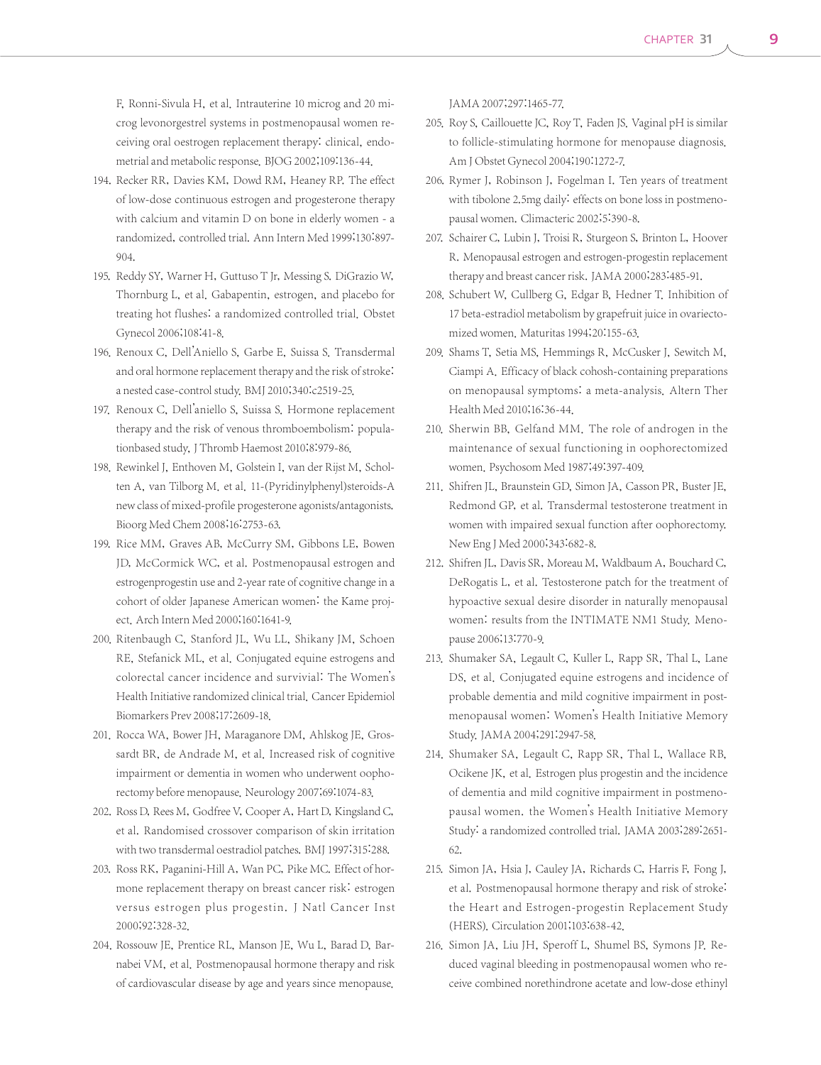F, Ronni-Sivula H, et al. Intrauterine 10 microg and 20 microg levonorgestrel systems in postmenopausal women receiving oral oestrogen replacement therapy: clinical, endometrial and metabolic response. BJOG 2002;109:136-44.

194. Recker RR, Davies KM, Dowd RM, Heaney RP. The effect of low-dose continuous estrogen and progesterone therapy with calcium and vitamin D on bone in elderly women - a randomized, controlled trial. Ann Intern Med 1999;130:897-904.
195. Reddy SY, Warner H, Guttuso T Jr, Messing S, DiGrazio W, Thornburg L, et al. Gabapentin, estrogen, and placebo for treating hot flushes: a randomized controlled trial. Obstet Gynecol 2006;108:41-8.
196. Renoux C, Dell'Aniello S, Garbe E, Suissa S. Transdermal and oral hormone replacement therapy and the risk of stroke: a nested case-control study. BMJ 2010;340:c2519-25.
197. Renoux C, Dell'aniello S, Suissa S. Hormone replacement therapy and the risk of venous thromboembolism: populationbased study. J Thromb Haemost 2010;8:979-86.
198. Rewinkel J, Enthoven M, Golstein I, van der Rijst M, Scholten A, van Tilborg M, et al. 11-(Pyridinylphenyl)steroids-A new class of mixed-profile progesterone agonists/antagonists. Bioorg Med Chem 2008;16:2753-63.
199. Rice MM, Graves AB, McCurry SM, Gibbons LE, Bowen JD, McCormick WC, et al. Postmenopausal estrogen and estrogenprogestin use and 2-year rate of cognitive change in a cohort of older Japanese American women: the Kame project. Arch Intern Med 2000;160:1641-9.
200. Ritenbaugh C, Stanford JL, Wu LL, Shikany JM, Schoen RE, Stefanick ML, et al. Conjugated equine estrogens and colorectal cancer incidence and survivial: The Women's Health Initiative randomized clinical trial. Cancer Epidemiol Biomarkers Prev 2008;17:2609-18.
201. Rocca WA, Bower JH, Maraganore DM, Ahlskog JE, Grossardt BR, de Andrade M, et al. Increased risk of cognitive impairment or dementia in women who underwent oophorectomy before menopause. Neurology 2007;69:1074-83.
202. Ross D, Rees M, Godfree V, Cooper A, Hart D, Kingsland C, et al. Randomised crossover comparison of skin irritation with two transdermal oestradiol patches. BMJ 1997;315:288.
203. Ross RK, Paganini-Hill A, Wan PC, Pike MC. Effect of hormone replacement therapy on breast cancer risk: estrogen versus estrogen plus progestin. J Natl Cancer Inst 2000;92:328-32.
204. Rossouw JE, Prentice RL, Manson JE, Wu L, Barad D, Barnabei VM, et al. Postmenopausal hormone therapy and risk of cardiovascular disease by age and years since menopause. JAMA 2007;297:1465-77.
205. Roy S, Caillouette JC, Roy T, Faden JS. Vaginal pH is similar to follicle-stimulating hormone for menopause diagnosis. Am J Obstet Gynecol 2004;190:1272-7.
206. Rymer J, Robinson J, Fogelman I. Ten years of treatment with tibolone 2.5mg daily: effects on bone loss in postmenopausal women. Climacteric 2002;5:390-8.
207. Schairer C, Lubin J, Troisi R, Sturgeon S, Brinton L, Hoover R. Menopausal estrogen and estrogen-progestin replacement therapy and breast cancer risk. JAMA 2000;283:485-91.
208. Schubert W, Cullberg G, Edgar B, Hedner T. Inhibition of 17 beta-estradiol metabolism by grapefruit juice in ovariectomized women. Maturitas 1994;20:155-63.
209. Shams T, Setia MS, Hemmings R, McCusker J, Sewitch M, Ciampi A. Efficacy of black cohosh-containing preparations on menopausal symptoms: a meta-analysis. Altern Ther Health Med 2010;16:36-44.
210. Sherwin BB, Gelfand MM. The role of androgen in the maintenance of sexual functioning in oophorectomized women. Psychosom Med 1987;49:397-409.
211. Shifren JL, Braunstein GD, Simon JA, Casson PR, Buster JE, Redmond GP, et al. Transdermal testosterone treatment in women with impaired sexual function after oophorectomy. New Eng J Med 2000;343:682-8.
212. Shifren JL, Davis SR, Moreau M, Waldbaum A, Bouchard C, DeRogatis L, et al. Testosterone patch for the treatment of hypoactive sexual desire disorder in naturally menopausal women: results from the INTIMATE NM1 Study. Menopause 2006;13:770-9.
213. Shumaker SA, Legault C, Kuller L, Rapp SR, Thal L, Lane DS, et al. Conjugated equine estrogens and incidence of probable dementia and mild cognitive impairment in postmenopausal women: Women's Health Initiative Memory Study. JAMA 2004;291:2947-58.
214. Shumaker SA, Legault C, Rapp SR, Thal L, Wallace RB, Ocikene JK, et al. Estrogen plus progestin and the incidence of dementia and mild cognitive impairment in postmenopausal women. the Women's Health Initiative Memory Study: a randomized controlled trial. JAMA 2003;289:2651-62.
215. Simon JA, Hsia J, Cauley JA, Richards C, Harris F, Fong J, et al. Postmenopausal hormone therapy and risk of stroke: the Heart and Estrogen-progestin Replacement Study (HERS). Circulation 2001;103:638-42.
216. Simon JA, Liu JH, Speroff L, Shumel BS, Symons JP. Reduced vaginal bleeding in postmenopausal women who receive combined norethindrone acetate and low-dose ethinyl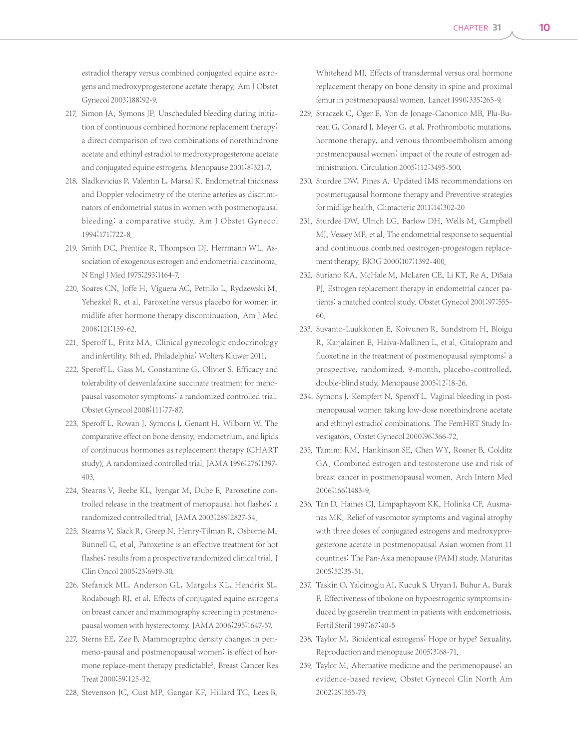estradiol therapy versus combined conjugated equine estrogens and medroxyprogesterone acetate therapy. Am J Obstet Gynecol 2003;188:92-9.

217. Simon JA, Symons JP. Unscheduled bleeding during initiation of continuous combined hormone replacement therapy: a direct comparison of two combinations of norethindrone acetate and ethinyl estradiol to medroxyprogesterone acetate and conjugated equine estrogens. Menopause 2001;8:321-7.
218. Sladkevicius P, Valentin L, Marsal K. Endometrial thickness and Doppler velocimetry of the uterine arteries as discriminators of endometrial status in women with postmenopausal bleeding: a comparative study. Am J Obstet Gynecol 1994;171:722-8.
219. Smith DC, Prentice R, Thompson DJ, Herrmann WL. Association of exogenous estrogen and endometrial carcinoma. N Engl J Med 1975;293:1164-7.
220. Soares CN, Joffe H, Viguera AC, Petrillo L, Rydzewski M, Yehezkel R, et al. Paroxetine versus placebo for women in midlife after hormone therapy discontinuation. Am J Med 2008;121:159-62.
221. Speroff L, Fritz MA. Clinical gynecologic endocrinology and infertility. 8th ed. Philadelphia: Wolters Kluwer 2011.
222. Speroff L, Gass M, Constantine G, Olivier S. Efficacy and tolerability of desvenlafaxine succinate treatment for menopausal vasomotor symptoms: a randomized controlled trial. Obstet Gynecol 2008;111:77-87.
223. Speroff L, Rowan J, Symons J, Genant H, Wilborn W. The comparative effect on bone density, endometrium, and lipids of continuous hormones as replacement therapy (CHART study). A randomized controlled trial. JAMA 1996;276:1397-403.
224. Stearns V, Beebe KL, Iyengar M, Dube E. Paroxetine controlled release in the treatment of menopausal hot flashes: a randomized controlled trial. JAMA 2003;289:2827-34.
225. Stearns V, Slack R, Greep N, Henry-Tilman R, Osborne M, Bunnell C, et al. Paroxetine is an effective treatment for hot flashes: results from a prospective randomized clinical trial. J Clin Oncol 2005;23:6919-30.
226. Stefanick ML, Anderson GL, Margolis KL, Hendrix SL, Rodabough RJ, et al. Effects of conjugated equine estrogens on breast cancer and mammography screening in postmenopausal women with hysterectomy. JAMA 2006;295:1647-57.
227. Sterns EE, Zee B. Mammographic density changes in perimeno-pausal and postmenopausal women: is effect of hormone replace-ment therapy predictable?. Breast Cancer Res Treat 2000;59:125-32.
228. Stevenson JC, Cust MP, Gangar KF, Hillard TC, Lees B, Whitehead MI. Effects of transdermal versus oral hormone replacement therapy on bone density in spine and proximal femur in postmenopausal women. Lancet 1990;335:265-9.
229. Straczek C, Oger E, Yon de Jonage-Canonico MB, Plu-Bureau G, Conard J, Meyer G, et al. Prothrombotic mutations, hormone therapy, and venous thromboembolism among postmenopausal women: impact of the route of estrogen administration. Circulation 2005;112:3495-500.
230. Sturdee DW, Pines A. Updated IMS recommendations on postmerugausal hormone therapy and Preventive strategies for midlige health. Climacteric 2011;14:302-20
231. Sturdee DW, Ulrich LG, Barlow DH, Wells M, Campbell MJ, Vessey MP, et al. The endometrial response to sequential and continuous combined oestrogen-progestogen replacement therapy. BJOG 2000;107:1392-400.
232. Suriano KA, McHale M, McLaren CE, Li KT, Re A, DiSaia PJ. Estrogen replacement therapy in endometrial cancer patients: a matched control study. Obstet Gynecol 2001;97:555-60.
233. Suvanto-Luukkonen E, Koivunen R, Sundstrom H, Bloigu R, Karjalainen E, Haiva-Mallinen L, et al. Citalopram and fluoxetine in the treatment of postmenopausal symptoms: a prospective, randomized, 9-month, placebo-controlled, double-blind study. Menopause 2005;12:18-26.
234. Symons J, Kempfert N, Speroff L. Vaginal bleeding in postmenopausal women taking low-dose norethindrone acetate and ethinyl estradiol combinations. The FemHRT Study Investigators. Obstet Gynecol 2000;96:366-72.
235. Tamimi RM, Hankinson SE, Chen WY, Rosner B, Colditz GA. Combined estrogen and testosterone use and risk of breast cancer in postmenopausal women. Arch Intern Med 2006;166:1483-9.
236. Tan D, Haines CJ, Limpaphayom KK, Holinka CF, Ausmanas MK. Relief of vasomotor symptoms and vaginal atrophy with three doses of conjugated estrogens and medroxyprogesterone acetate in postmenopausal Asian women from 11 countries: The Pan-Asia menopause (PAM) study. Maturitas 2005;52:35-51.
237. Taskin O, Yalcinoglu AI, Kucuk S, Uryan I, Buhur A, Burak F. Effectiveness of tibolone on hypoestrogenic symptoms induced by goserelin treatment in patients with endometriosis. Fertil Steril 1997;67:40-5
238. Taylor M. Bioidentical estrogens: Hope or hype? Sexuality, Reproduction and menopause 2005;3:68-71.
239. Taylor M. Alternative medicine and the perimenopause: an evidence-based review. Obstet Gynecol Clin North Am 2002;29:555-73.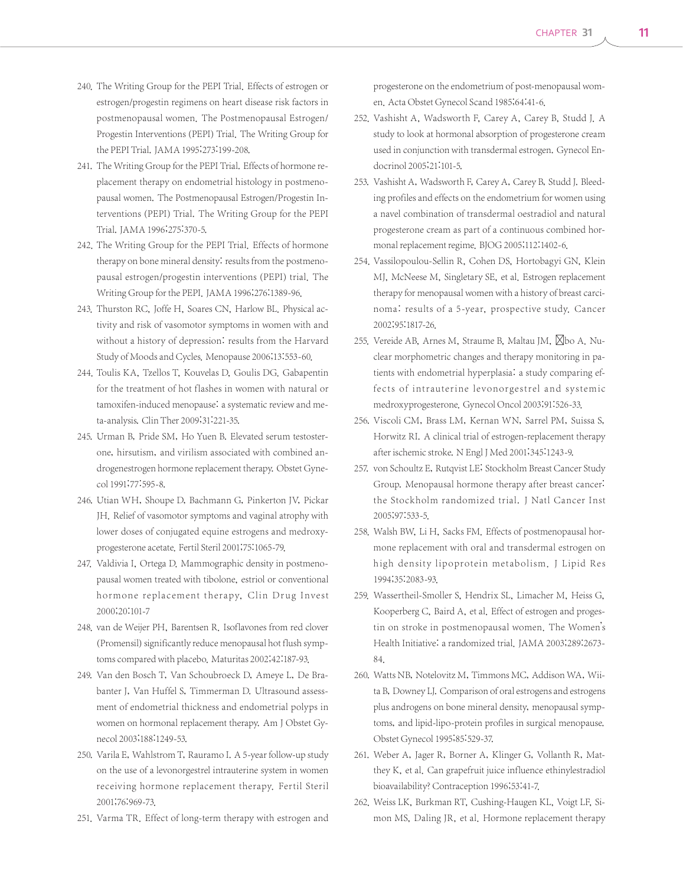240. The Writing Group for the PEPI Trial. Effects of estrogen or estrogen/progestin regimens on heart disease risk factors in postmenopausal women. The Postmenopausal Estrogen/Progestin Interventions (PEPI) Trial. The Writing Group for the PEPI Trial. JAMA 1995;273:199-208.
241. The Writing Group for the PEPI Trial. Effects of hormone replacement therapy on endometrial histology in postmenopausal women. The Postmenopausal Estrogen/Progestin Interventions (PEPI) Trial. The Writing Group for the PEPI Trial. JAMA 1996;275:370-5.
242. The Writing Group for the PEPI Trial. Effects of hormone therapy on bone mineral density: results from the postmenopausal estrogen/progestin interventions (PEPI) trial. The Writing Group for the PEPI. JAMA 1996;276:1389-96.
243. Thurston RC, Joffe H, Soares CN, Harlow BL. Physical activity and risk of vasomotor symptoms in women with and without a history of depression: results from the Harvard Study of Moods and Cycles. Menopause 2006;13:553-60.
244. Toulis KA, Tzellos T, Kouvelas D, Goulis DG. Gabapentin for the treatment of hot flashes in women with natural or tamoxifen-induced menopause: a systematic review and meta-analysis. Clin Ther 2009;31:221-35.
245. Urman B, Pride SM, Ho Yuen B. Elevated serum testosterone, hirsutism, and virilism associated with combined androgenestrogen hormone replacement therapy. Obstet Gynecol 1991;77:595-8.
246. Utian WH, Shoupe D, Bachmann G, Pinkerton JV, Pickar JH. Relief of vasomotor symptoms and vaginal atrophy with lower doses of conjugated equine estrogens and medroxyprogesterone acetate. Fertil Steril 2001;75:1065-79.
247. Valdivia I, Ortega D. Mammographic density in postmenopausal women treated with tibolone, estriol or conventional hormone replacement therapy. Clin Drug Invest 2000;20:101-7
248. van de Weijer PH, Barentsen R. Isoflavones from red clover (Promensil) significantly reduce menopausal hot flush symptoms compared with placebo. Maturitas 2002;42:187-93.
249. Van den Bosch T, Van Schoubroeck D, Ameye L, De Brabanter J, Van Huffel S, Timmerman D. Ultrasound assessment of endometrial thickness and endometrial polyps in women on hormonal replacement therapy. Am J Obstet Gynecol 2003;188:1249-53.
250. Varila E, Wahlstrom T, Rauramo I. A 5-year follow-up study on the use of a levonorgestrel intrauterine system in women receiving hormone replacement therapy. Fertil Steril 2001;76:969-73.
251. Varma TR. Effect of long-term therapy with estrogen and progesterone on the endometrium of post-menopausal women. Acta Obstet Gynecol Scand 1985;64:41-6.
252. Vashisht A, Wadsworth F, Carey A, Carey B, Studd J. A study to look at hormonal absorption of progesterone cream used in conjunction with transdermal estrogen. Gynecol Endocrinol 2005;21:101-5.
253. Vashisht A, Wadsworth F, Carey A, Carey B, Studd J. Bleeding profiles and effects on the endometrium for women using a navel combination of transdermal oestradiol and natural progesterone cream as part of a continuous combined hormonal replacement regime. BJOG 2005;112:1402-6.
254. Vassilopoulou-Sellin R, Cohen DS, Hortobagyi GN, Klein MJ, McNeese M, Singletary SE, et al. Estrogen replacement therapy for menopausal women with a history of breast carcinoma: results of a 5-year, prospective study. Cancer 2002;95:1817-26.
255. Vereide AB, Arnes M, Straume B, Maltau JM, Ørbo A. Nuclear morphometric changes and therapy monitoring in patients with endometrial hyperplasia: a study comparing effects of intrauterine levonorgestrel and systemic medroxyprogesterone. Gynecol Oncol 2003;91:526-33.
256. Viscoli CM, Brass LM, Kernan WN, Sarrel PM, Suissa S, Horwitz RI. A clinical trial of estrogen-replacement therapy after ischemic stroke. N Engl J Med 2001;345:1243-9.
257. von Schoultz E, Rutqvist LE; Stockholm Breast Cancer Study Group. Menopausal hormone therapy after breast cancer: the Stockholm randomized trial. J Natl Cancer Inst 2005;97:533-5.
258. Walsh BW, Li H, Sacks FM. Effects of postmenopausal hormone replacement with oral and transdermal estrogen on high density lipoprotein metabolism. J Lipid Res 1994;35:2083-93.
259. Wassertheil-Smoller S, Hendrix SL, Limacher M, Heiss G, Kooperberg C, Baird A, et al. Effect of estrogen and progestin on stroke in postmenopausal women. The Women's Health Initiative: a randomized trial. JAMA 2003;289:2673-84.
260. Watts NB, Notelovitz M, Timmons MC, Addison WA, Wiita B, Downey LJ. Comparison of oral estrogens and estrogens plus androgens on bone mineral density, menopausal symptoms, and lipid-lipo-protein profiles in surgical menopause. Obstet Gynecol 1995;85:529-37.
261. Weber A, Jager R, Borner A, Klinger G, Vollanth R, Matthey K, et al. Can grapefruit juice influence ethinylestradiol bioavailability? Contraception 1996;53:41-7.
262. Weiss LK, Burkman RT, Cushing-Haugen KL, Voigt LF, Simon MS, Daling JR, et al. Hormone replacement therapy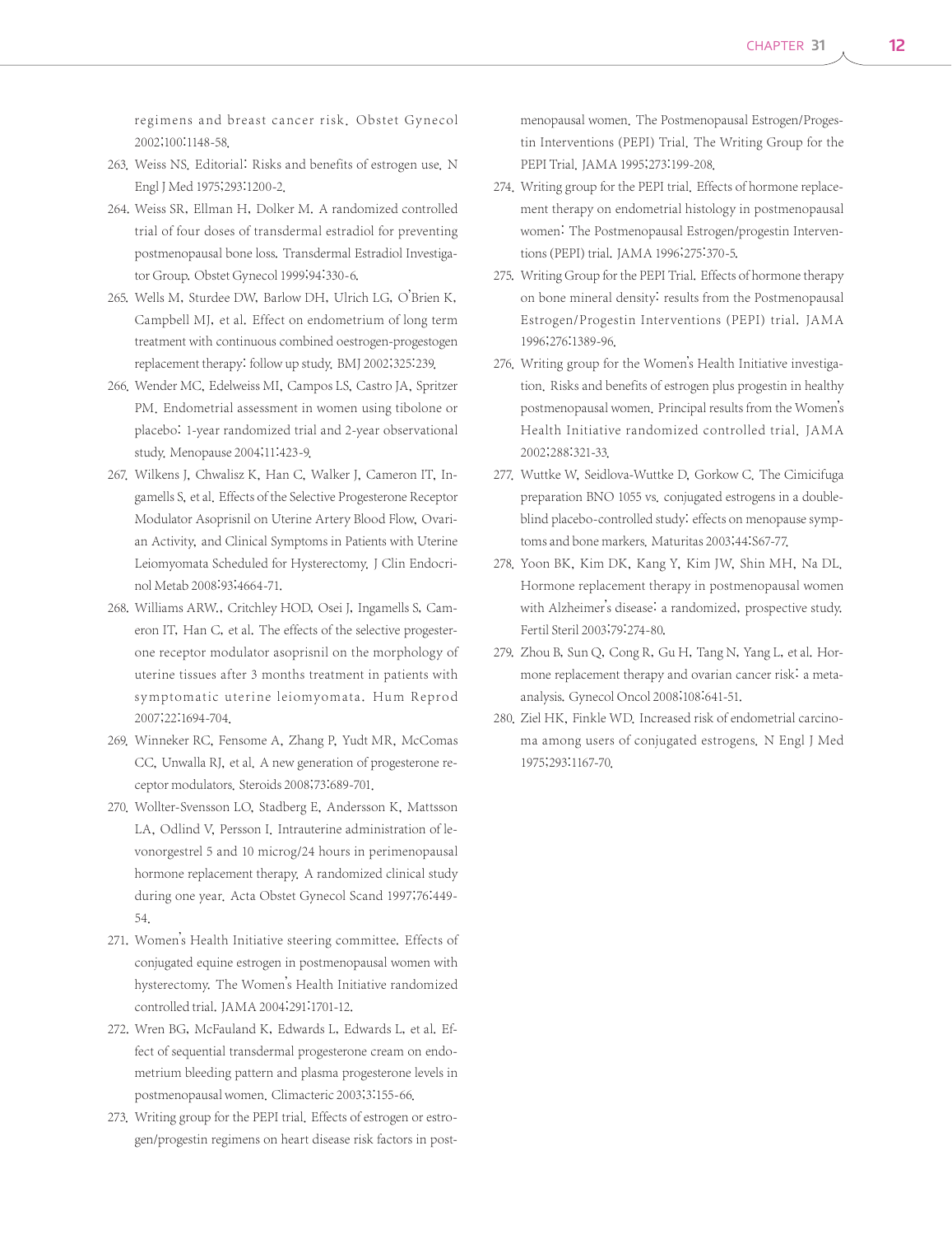regimens and breast cancer risk. Obstet Gynecol 2002;100:1148-58.

263. Weiss NS. Editorial: Risks and benefits of estrogen use. N Engl J Med 1975;293:1200-2.
264. Weiss SR, Ellman H, Dolker M. A randomized controlled trial of four doses of transdermal estradiol for preventing postmenopausal bone loss. Transdermal Estradiol Investigator Group. Obstet Gynecol 1999;94:330-6.
265. Wells M, Sturdee DW, Barlow DH, Ulrich LG, O'Brien K, Campbell MJ, et al. Effect on endometrium of long term treatment with continuous combined oestrogen-progestogen replacement therapy: follow up study. BMJ 2002;325:239.
266. Wender MC, Edelweiss MI, Campos LS, Castro JA, Spritzer PM. Endometrial assessment in women using tibolone or placebo: 1-year randomized trial and 2-year observational study. Menopause 2004;11:423-9.
267. Wilkens J, Chwalisz K, Han C, Walker J, Cameron IT, Ingamells S, et al. Effects of the Selective Progesterone Receptor Modulator Asoprisnil on Uterine Artery Blood Flow, Ovarian Activity, and Clinical Symptoms in Patients with Uterine Leiomyomata Scheduled for Hysterectomy. J Clin Endocrinol Metab 2008;93:4664-71.
268. Williams ARW., Critchley HOD, Osei J, Ingamells S, Cameron IT, Han C, et al. The effects of the selective progesterone receptor modulator asoprisnil on the morphology of uterine tissues after 3 months treatment in patients with symptomatic uterine leiomyomata. Hum Reprod 2007;22:1694-704.
269. Winneker RC, Fensome A, Zhang P, Yudt MR, McComas CC, Unwalla RJ, et al. A new generation of progesterone receptor modulators. Steroids 2008;73:689-701.
270. Wollter-Svensson LO, Stadberg E, Andersson K, Mattsson LA, Odlind V, Persson I. Intrauterine administration of levonorgestrel 5 and 10 microg/24 hours in perimenopausal hormone replacement therapy. A randomized clinical study during one year. Acta Obstet Gynecol Scand 1997;76:449-54.
271. Women's Health Initiative steering committee. Effects of conjugated equine estrogen in postmenopausal women with hysterectomy. The Women's Health Initiative randomized controlled trial. JAMA 2004;291:1701-12.
272. Wren BG, McFauland K, Edwards L, Edwards L, et al. Effect of sequential transdermal progesterone cream on endometrium bleeding pattern and plasma progesterone levels in postmenopausal women. Climacteric 2003;3:155-66.
273. Writing group for the PEPI trial. Effects of estrogen or estrogen/progestin regimens on heart disease risk factors in postmenopausal women. The Postmenopausal Estrogen/Progestin Interventions (PEPI) Trial. The Writing Group for the PEPI Trial. JAMA 1995;273:199-208.
274. Writing group for the PEPI trial. Effects of hormone replacement therapy on endometrial histology in postmenopausal women: The Postmenopausal Estrogen/progestin Interventions (PEPI) trial. JAMA 1996;275:370-5.
275. Writing Group for the PEPI Trial. Effects of hormone therapy on bone mineral density: results from the Postmenopausal Estrogen/Progestin Interventions (PEPI) trial. JAMA 1996;276:1389-96.
276. Writing group for the Women's Health Initiative investigation. Risks and benefits of estrogen plus progestin in healthy postmenopausal women. Principal results from the Women's Health Initiative randomized controlled trial. JAMA 2002;288:321-33.
277. Wuttke W, Seidlova-Wuttke D, Gorkow C. The Cimicifuga preparation BNO 1055 vs. conjugated estrogens in a double-blind placebo-controlled study: effects on menopause symptoms and bone markers. Maturitas 2003;44:S67-77.
278. Yoon BK, Kim DK, Kang Y, Kim JW, Shin MH, Na DL. Hormone replacement therapy in postmenopausal women with Alzheimer's disease: a randomized, prospective study. Fertil Steril 2003;79:274-80.
279. Zhou B, Sun Q, Cong R, Gu H, Tang N, Yang L, et al. Hormone replacement therapy and ovarian cancer risk: a meta-analysis. Gynecol Oncol 2008;108:641-51.
280. Ziel HK, Finkle WD. Increased risk of endometrial carcinoma among users of conjugated estrogens. N Engl J Med 1975;293:1167-70.